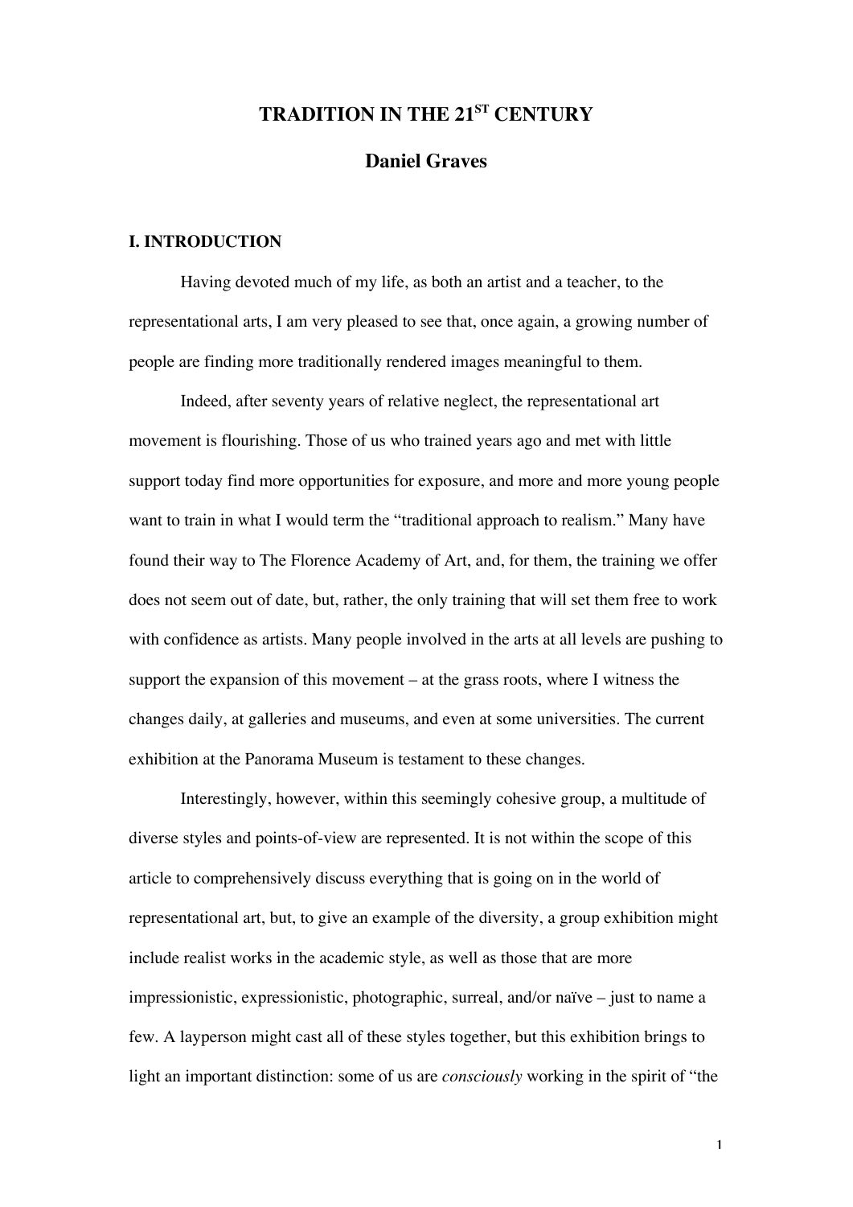# TRADITION IN THE 21ST CENTURY

## Daniel Graves

### I. INTRODUCTION

Having devoted much of my life, as both an artist and a teacher, to the representational arts, I am very pleased to see that, once again, a growing number of people are finding more traditionally rendered images meaningful to them.

Indeed, after seventy years of relative neglect, the representational art movement is flourishing. Those of us who trained years ago and met with little support today find more opportunities for exposure, and more and more young people want to train in what I would term the "traditional approach to realism." Many have found their way to The Florence Academy of Art, and, for them, the training we offer does not seem out of date, but, rather, the only training that will set them free to work with confidence as artists. Many people involved in the arts at all levels are pushing to support the expansion of this movement – at the grass roots, where I witness the changes daily, at galleries and museums, and even at some universities. The current exhibition at the Panorama Museum is testament to these changes.

Interestingly, however, within this seemingly cohesive group, a multitude of diverse styles and points-of-view are represented. It is not within the scope of this article to comprehensively discuss everything that is going on in the world of representational art, but, to give an example of the diversity, a group exhibition might include realist works in the academic style, as well as those that are more impressionistic, expressionistic, photographic, surreal, and/or naïve – just to name a few. A layperson might cast all of these styles together, but this exhibition brings to light an important distinction: some of us are *consciously* working in the spirit of "the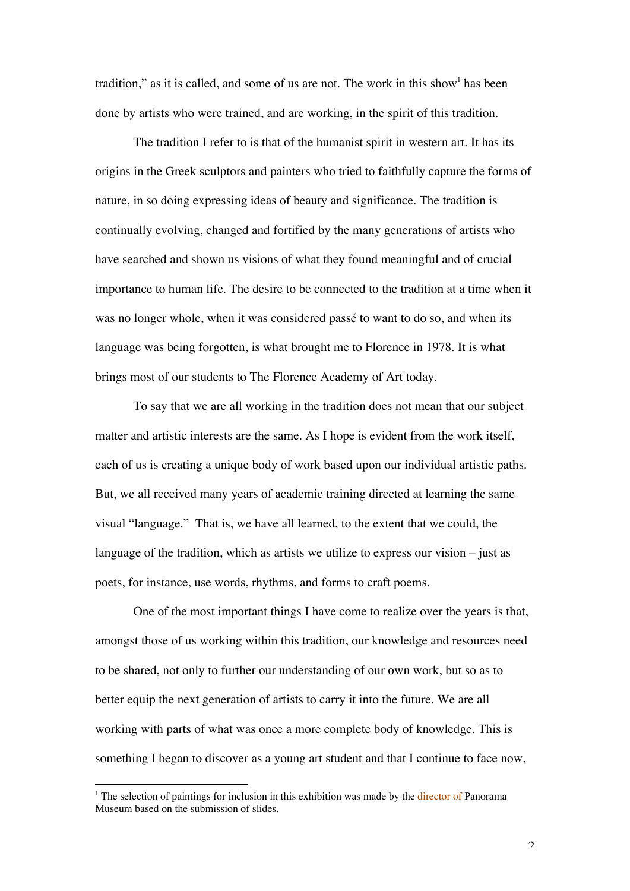tradition," as it is called, and some of us are not. The work in this show[1] has been done by artists who were trained, and are working, in the spirit of this tradition.

The tradition I refer to is that of the humanist spirit in western art. It has its origins in the Greek sculptors and painters who tried to faithfully capture the forms of nature, in so doing expressing ideas of beauty and significance. The tradition is continually evolving, changed and fortified by the many generations of artists who have searched and shown us visions of what they found meaningful and of crucial importance to human life. The desire to be connected to the tradition at a time when it was no longer whole, when it was considered passé to want to do so, and when its language was being forgotten, is what brought me to Florence in 1978. It is what brings most of our students to The Florence Academy of Art today.

To say that we are all working in the tradition does not mean that our subject matter and artistic interests are the same. As I hope is evident from the work itself, each of us is creating a unique body of work based upon our individual artistic paths. But, we all received many years of academic training directed at learning the same visual "language." That is, we have all learned, to the extent that we could, the language of the tradition, which as artists we utilize to express our vision – just as poets, for instance, use words, rhythms, and forms to craft poems.

One of the most important things I have come to realize over the years is that, amongst those of us working within this tradition, our knowledge and resources need to be shared, not only to further our understanding of our own work, but so as to better equip the next generation of artists to carry it into the future. We are all working with parts of what was once a more complete body of knowledge. This is something I began to discover as a young art student and that I continue to face now,

[1] The selection of paintings for inclusion in this exhibition was made by the director of Panorama Museum based on the submission of slides.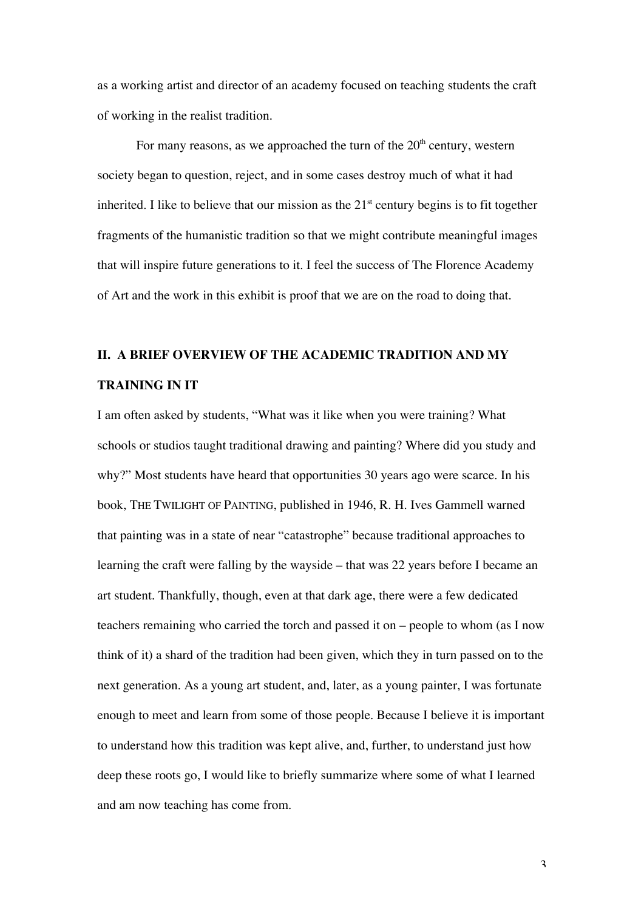as a working artist and director of an academy focused on teaching students the craft of working in the realist tradition.

For many reasons, as we approached the turn of the 20th century, western society began to question, reject, and in some cases destroy much of what it had inherited. I like to believe that our mission as the 21st century begins is to fit together fragments of the humanistic tradition so that we might contribute meaningful images that will inspire future generations to it. I feel the success of The Florence Academy of Art and the work in this exhibit is proof that we are on the road to doing that.

## II. A BRIEF OVERVIEW OF THE ACADEMIC TRADITION AND MY TRAINING IN IT

I am often asked by students, "What was it like when you were training? What schools or studios taught traditional drawing and painting? Where did you study and why?" Most students have heard that opportunities 30 years ago were scarce. In his book, THE TWILIGHT OF PAINTING, published in 1946, R. H. Ives Gammell warned that painting was in a state of near "catastrophe" because traditional approaches to learning the craft were falling by the wayside – that was 22 years before I became an art student. Thankfully, though, even at that dark age, there were a few dedicated teachers remaining who carried the torch and passed it on – people to whom (as I now think of it) a shard of the tradition had been given, which they in turn passed on to the next generation. As a young art student, and, later, as a young painter, I was fortunate enough to meet and learn from some of those people. Because I believe it is important to understand how this tradition was kept alive, and, further, to understand just how deep these roots go, I would like to briefly summarize where some of what I learned and am now teaching has come from.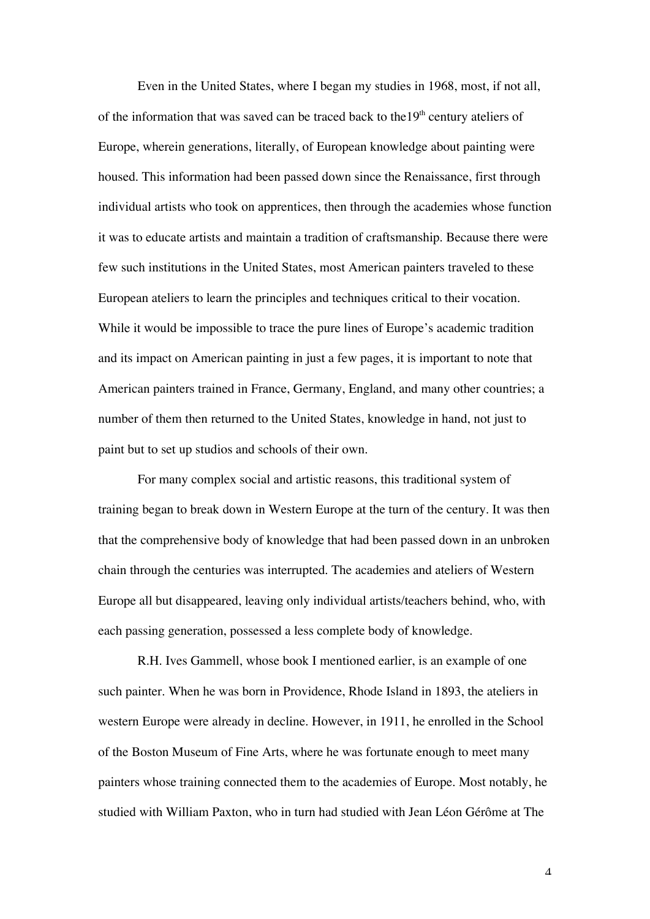Even in the United States, where I began my studies in 1968, most, if not all, of the information that was saved can be traced back to the19th century ateliers of Europe, wherein generations, literally, of European knowledge about painting were housed. This information had been passed down since the Renaissance, first through individual artists who took on apprentices, then through the academies whose function it was to educate artists and maintain a tradition of craftsmanship. Because there were few such institutions in the United States, most American painters traveled to these European ateliers to learn the principles and techniques critical to their vocation. While it would be impossible to trace the pure lines of Europe's academic tradition and its impact on American painting in just a few pages, it is important to note that American painters trained in France, Germany, England, and many other countries; a number of them then returned to the United States, knowledge in hand, not just to paint but to set up studios and schools of their own.

For many complex social and artistic reasons, this traditional system of training began to break down in Western Europe at the turn of the century. It was then that the comprehensive body of knowledge that had been passed down in an unbroken chain through the centuries was interrupted. The academies and ateliers of Western Europe all but disappeared, leaving only individual artists/teachers behind, who, with each passing generation, possessed a less complete body of knowledge.

R.H. Ives Gammell, whose book I mentioned earlier, is an example of one such painter. When he was born in Providence, Rhode Island in 1893, the ateliers in western Europe were already in decline. However, in 1911, he enrolled in the School of the Boston Museum of Fine Arts, where he was fortunate enough to meet many painters whose training connected them to the academies of Europe. Most notably, he studied with William Paxton, who in turn had studied with Jean Léon Gérôme at The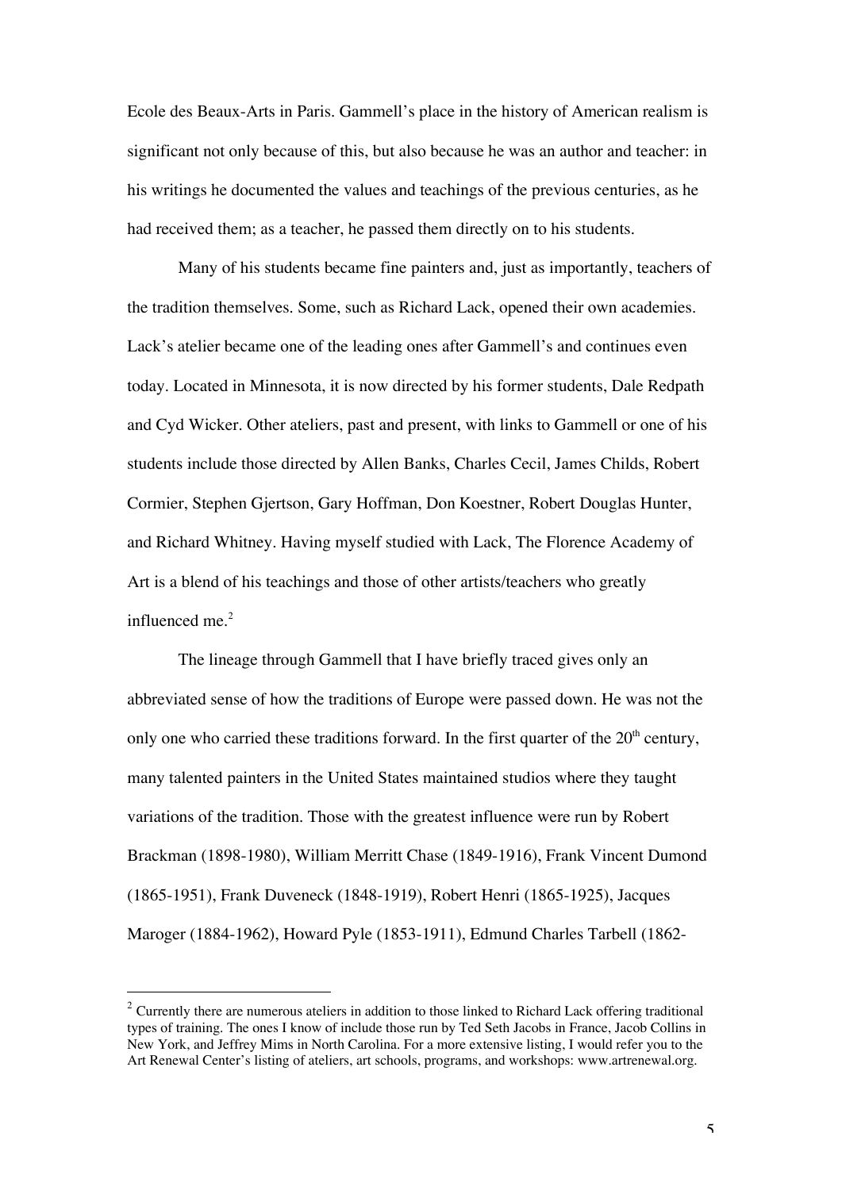Ecole des Beaux-Arts in Paris. Gammell's place in the history of American realism is significant not only because of this, but also because he was an author and teacher: in his writings he documented the values and teachings of the previous centuries, as he had received them; as a teacher, he passed them directly on to his students.

Many of his students became fine painters and, just as importantly, teachers of the tradition themselves. Some, such as Richard Lack, opened their own academies. Lack's atelier became one of the leading ones after Gammell's and continues even today. Located in Minnesota, it is now directed by his former students, Dale Redpath and Cyd Wicker. Other ateliers, past and present, with links to Gammell or one of his students include those directed by Allen Banks, Charles Cecil, James Childs, Robert Cormier, Stephen Gjertson, Gary Hoffman, Don Koestner, Robert Douglas Hunter, and Richard Whitney. Having myself studied with Lack, The Florence Academy of Art is a blend of his teachings and those of other artists/teachers who greatly influenced me.[2]

The lineage through Gammell that I have briefly traced gives only an abbreviated sense of how the traditions of Europe were passed down. He was not the only one who carried these traditions forward. In the first quarter of the 20th century, many talented painters in the United States maintained studios where they taught variations of the tradition. Those with the greatest influence were run by Robert Brackman (1898-1980), William Merritt Chase (1849-1916), Frank Vincent Dumond (1865-1951), Frank Duveneck (1848-1919), Robert Henri (1865-1925), Jacques Maroger (1884-1962), Howard Pyle (1853-1911), Edmund Charles Tarbell (1862-

---

[2] Currently there are numerous ateliers in addition to those linked to Richard Lack offering traditional types of training. The ones I know of include those run by Ted Seth Jacobs in France, Jacob Collins in New York, and Jeffrey Mims in North Carolina. For a more extensive listing, I would refer you to the Art Renewal Center's listing of ateliers, art schools, programs, and workshops: www.artrenewal.org.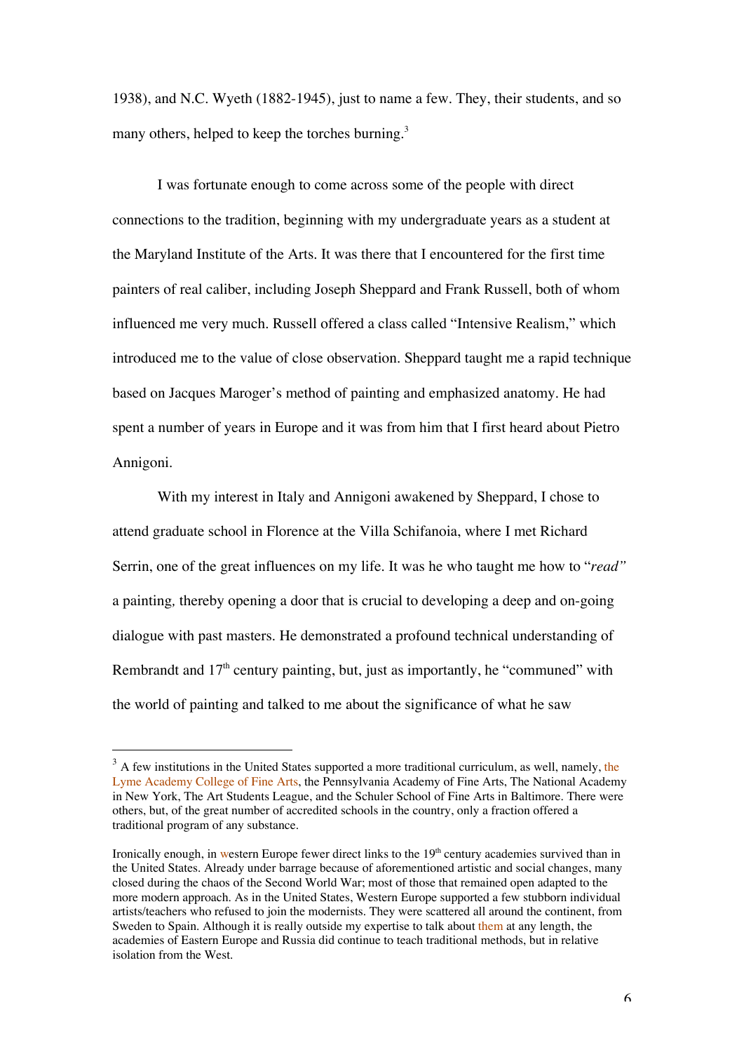1938), and N.C. Wyeth (1882-1945), just to name a few. They, their students, and so many others, helped to keep the torches burning.[3]

I was fortunate enough to come across some of the people with direct connections to the tradition, beginning with my undergraduate years as a student at the Maryland Institute of the Arts. It was there that I encountered for the first time painters of real caliber, including Joseph Sheppard and Frank Russell, both of whom influenced me very much. Russell offered a class called "Intensive Realism," which introduced me to the value of close observation. Sheppard taught me a rapid technique based on Jacques Maroger's method of painting and emphasized anatomy. He had spent a number of years in Europe and it was from him that I first heard about Pietro Annigoni.

With my interest in Italy and Annigoni awakened by Sheppard, I chose to attend graduate school in Florence at the Villa Schifanoia, where I met Richard Serrin, one of the great influences on my life. It was he who taught me how to "*read"* a painting*,* thereby opening a door that is crucial to developing a deep and on-going dialogue with past masters. He demonstrated a profound technical understanding of Rembrandt and 17th century painting, but, just as importantly, he "communed" with the world of painting and talked to me about the significance of what he saw

---

[3] A few institutions in the United States supported a more traditional curriculum, as well, namely, the Lyme Academy College of Fine Arts, the Pennsylvania Academy of Fine Arts, The National Academy in New York, The Art Students League, and the Schuler School of Fine Arts in Baltimore. There were others, but, of the great number of accredited schools in the country, only a fraction offered a traditional program of any substance.

Ironically enough, in western Europe fewer direct links to the 19th century academies survived than in the United States. Already under barrage because of aforementioned artistic and social changes, many closed during the chaos of the Second World War; most of those that remained open adapted to the more modern approach. As in the United States, Western Europe supported a few stubborn individual artists/teachers who refused to join the modernists. They were scattered all around the continent, from Sweden to Spain. Although it is really outside my expertise to talk about them at any length, the academies of Eastern Europe and Russia did continue to teach traditional methods, but in relative isolation from the West.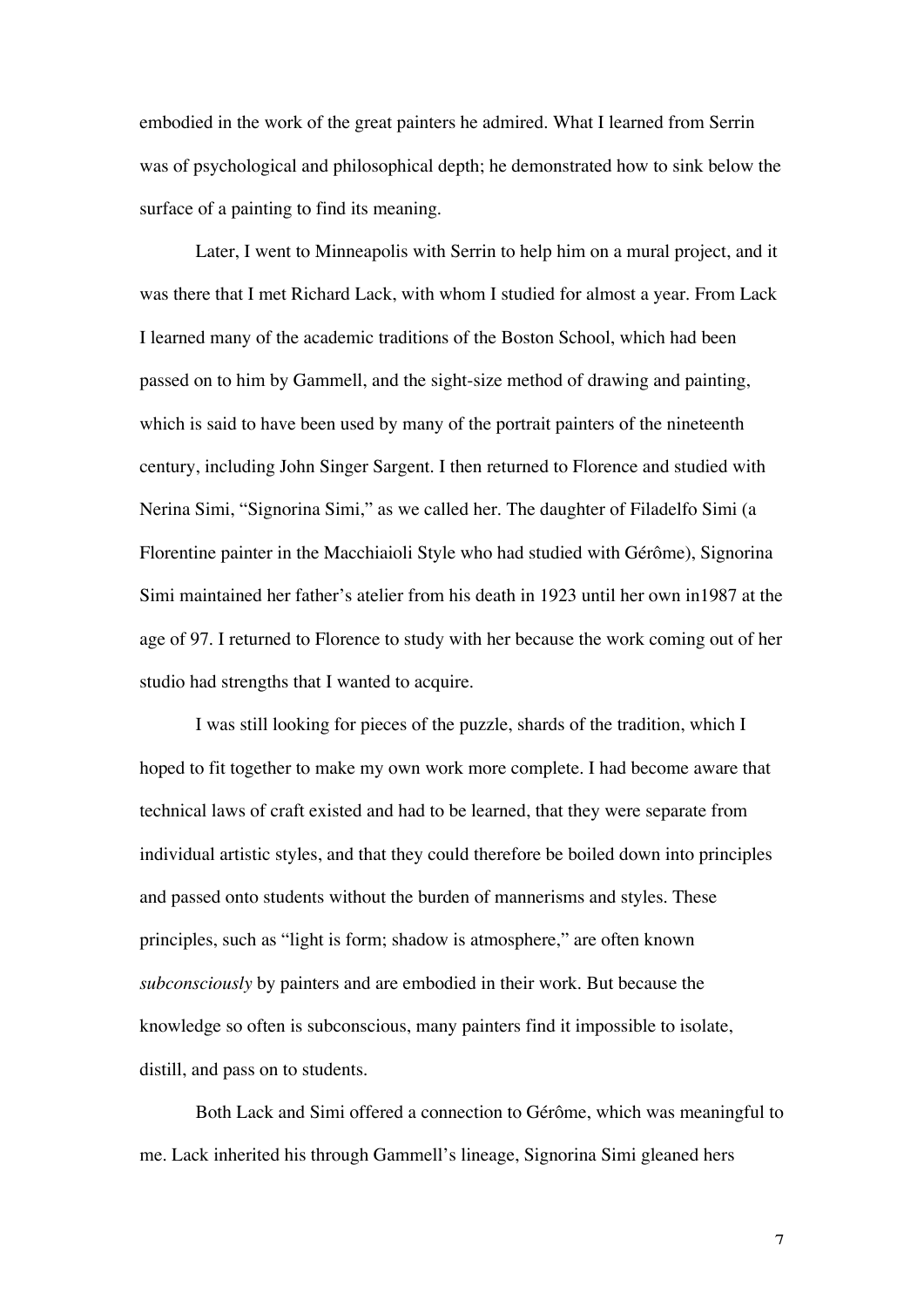embodied in the work of the great painters he admired. What I learned from Serrin was of psychological and philosophical depth; he demonstrated how to sink below the surface of a painting to find its meaning.

Later, I went to Minneapolis with Serrin to help him on a mural project, and it was there that I met Richard Lack, with whom I studied for almost a year. From Lack I learned many of the academic traditions of the Boston School, which had been passed on to him by Gammell, and the sight-size method of drawing and painting, which is said to have been used by many of the portrait painters of the nineteenth century, including John Singer Sargent. I then returned to Florence and studied with Nerina Simi, "Signorina Simi," as we called her. The daughter of Filadelfo Simi (a Florentine painter in the Macchiaioli Style who had studied with Gérôme), Signorina Simi maintained her father's atelier from his death in 1923 until her own in1987 at the age of 97. I returned to Florence to study with her because the work coming out of her studio had strengths that I wanted to acquire.

I was still looking for pieces of the puzzle, shards of the tradition, which I hoped to fit together to make my own work more complete. I had become aware that technical laws of craft existed and had to be learned, that they were separate from individual artistic styles, and that they could therefore be boiled down into principles and passed onto students without the burden of mannerisms and styles. These principles, such as "light is form; shadow is atmosphere," are often known *subconsciously* by painters and are embodied in their work. But because the knowledge so often is subconscious, many painters find it impossible to isolate, distill, and pass on to students.

Both Lack and Simi offered a connection to Gérôme, which was meaningful to me. Lack inherited his through Gammell's lineage, Signorina Simi gleaned hers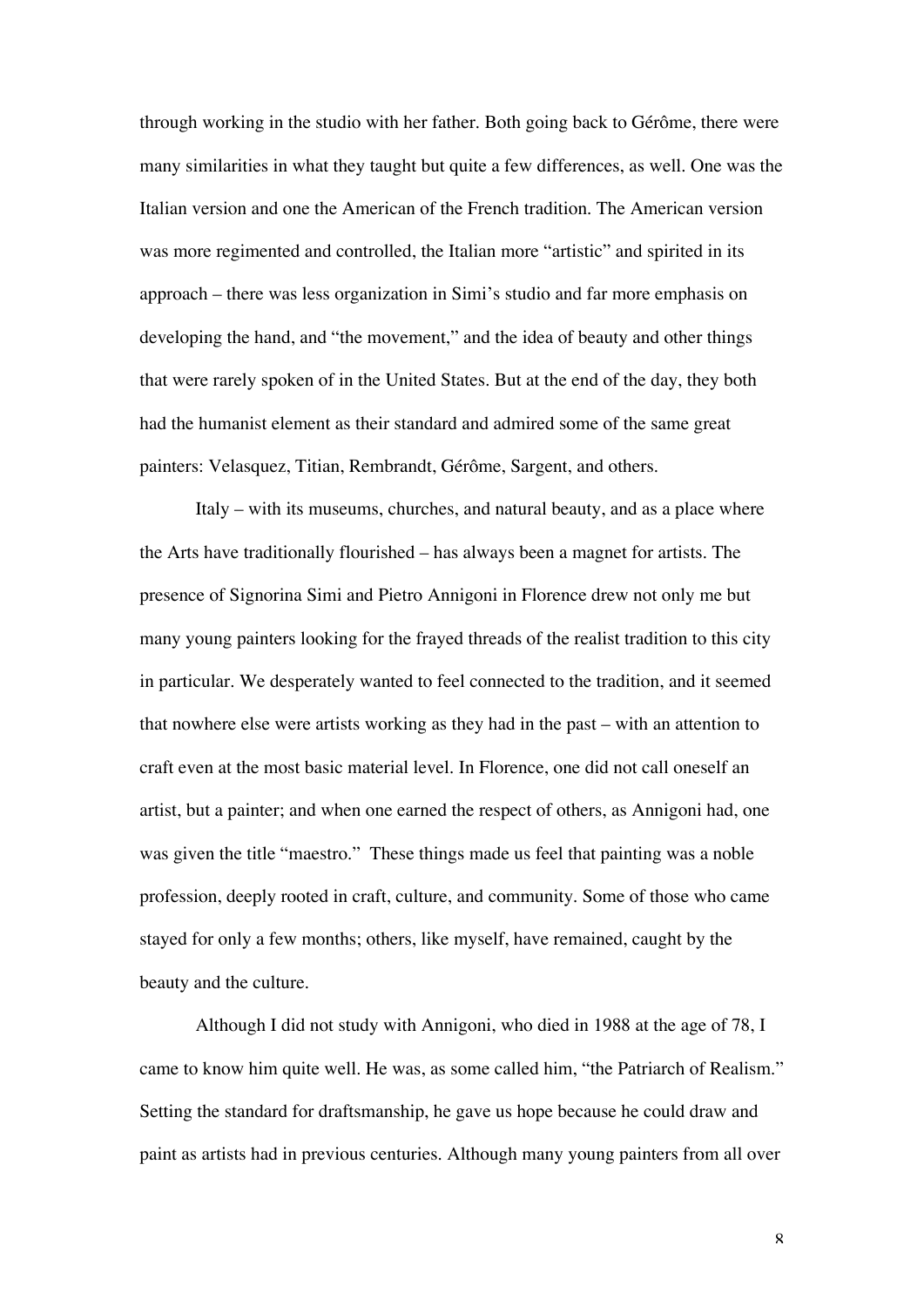through working in the studio with her father. Both going back to Gérôme, there were many similarities in what they taught but quite a few differences, as well. One was the Italian version and one the American of the French tradition. The American version was more regimented and controlled, the Italian more "artistic" and spirited in its approach – there was less organization in Simi's studio and far more emphasis on developing the hand, and "the movement," and the idea of beauty and other things that were rarely spoken of in the United States. But at the end of the day, they both had the humanist element as their standard and admired some of the same great painters: Velasquez, Titian, Rembrandt, Gérôme, Sargent, and others.

Italy – with its museums, churches, and natural beauty, and as a place where the Arts have traditionally flourished – has always been a magnet for artists. The presence of Signorina Simi and Pietro Annigoni in Florence drew not only me but many young painters looking for the frayed threads of the realist tradition to this city in particular. We desperately wanted to feel connected to the tradition, and it seemed that nowhere else were artists working as they had in the past – with an attention to craft even at the most basic material level. In Florence, one did not call oneself an artist, but a painter; and when one earned the respect of others, as Annigoni had, one was given the title "maestro." These things made us feel that painting was a noble profession, deeply rooted in craft, culture, and community. Some of those who came stayed for only a few months; others, like myself, have remained, caught by the beauty and the culture.

Although I did not study with Annigoni, who died in 1988 at the age of 78, I came to know him quite well. He was, as some called him, "the Patriarch of Realism." Setting the standard for draftsmanship, he gave us hope because he could draw and paint as artists had in previous centuries. Although many young painters from all over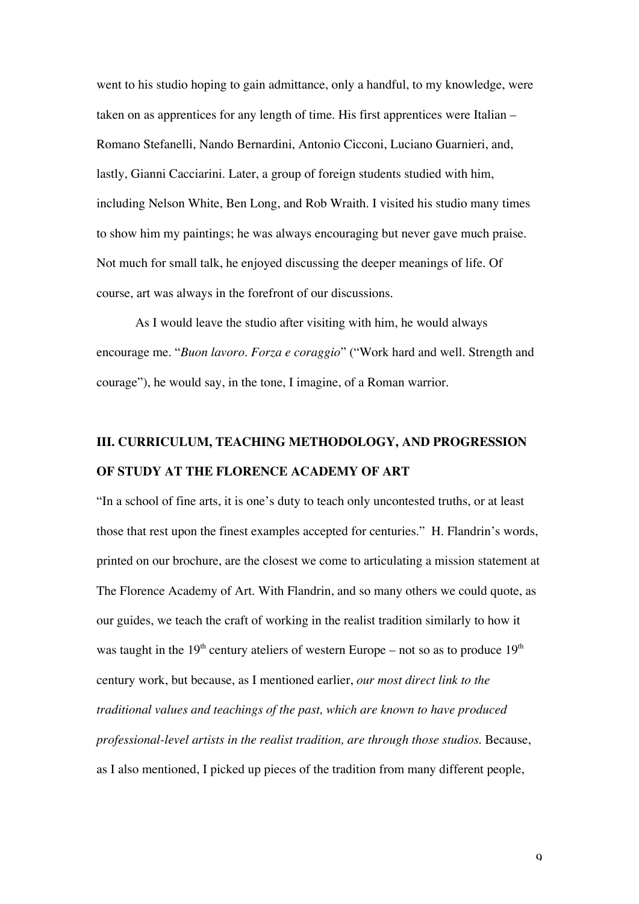went to his studio hoping to gain admittance, only a handful, to my knowledge, were taken on as apprentices for any length of time. His first apprentices were Italian – Romano Stefanelli, Nando Bernardini, Antonio Cicconi, Luciano Guarnieri, and, lastly, Gianni Cacciarini. Later, a group of foreign students studied with him, including Nelson White, Ben Long, and Rob Wraith. I visited his studio many times to show him my paintings; he was always encouraging but never gave much praise. Not much for small talk, he enjoyed discussing the deeper meanings of life. Of course, art was always in the forefront of our discussions.

As I would leave the studio after visiting with him, he would always encourage me. "*Buon lavoro. Forza e coraggio*" ("Work hard and well. Strength and courage"), he would say, in the tone, I imagine, of a Roman warrior.

## III. CURRICULUM, TEACHING METHODOLOGY, AND PROGRESSION OF STUDY AT THE FLORENCE ACADEMY OF ART

"In a school of fine arts, it is one's duty to teach only uncontested truths, or at least those that rest upon the finest examples accepted for centuries." H. Flandrin's words, printed on our brochure, are the closest we come to articulating a mission statement at The Florence Academy of Art. With Flandrin, and so many others we could quote, as our guides, we teach the craft of working in the realist tradition similarly to how it was taught in the 19th century ateliers of western Europe – not so as to produce 19th century work, but because, as I mentioned earlier, *our most direct link to the traditional values and teachings of the past, which are known to have produced professional-level artists in the realist tradition, are through those studios.* Because, as I also mentioned, I picked up pieces of the tradition from many different people,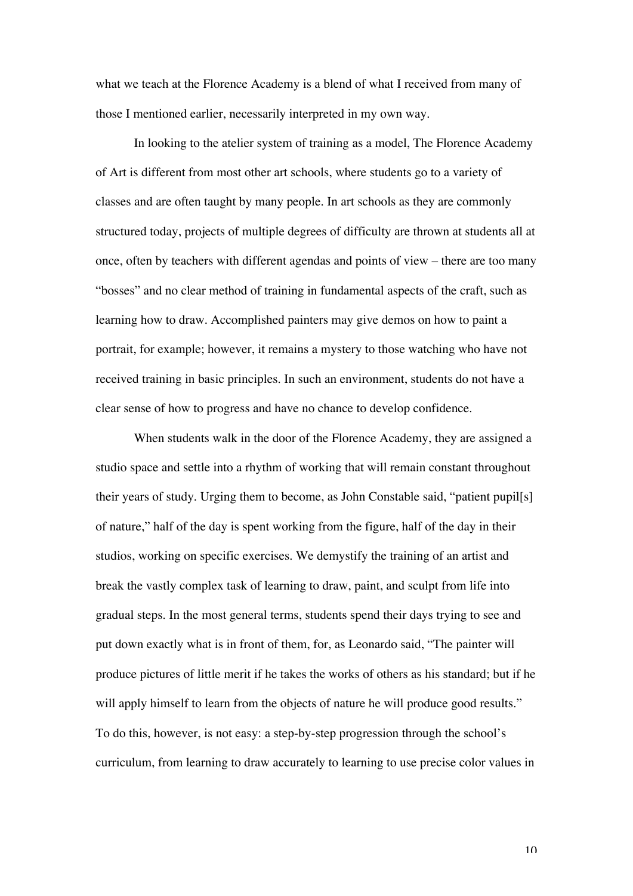what we teach at the Florence Academy is a blend of what I received from many of those I mentioned earlier, necessarily interpreted in my own way.

In looking to the atelier system of training as a model, The Florence Academy of Art is different from most other art schools, where students go to a variety of classes and are often taught by many people. In art schools as they are commonly structured today, projects of multiple degrees of difficulty are thrown at students all at once, often by teachers with different agendas and points of view – there are too many "bosses" and no clear method of training in fundamental aspects of the craft, such as learning how to draw. Accomplished painters may give demos on how to paint a portrait, for example; however, it remains a mystery to those watching who have not received training in basic principles. In such an environment, students do not have a clear sense of how to progress and have no chance to develop confidence.

When students walk in the door of the Florence Academy, they are assigned a studio space and settle into a rhythm of working that will remain constant throughout their years of study. Urging them to become, as John Constable said, "patient pupil[s] of nature," half of the day is spent working from the figure, half of the day in their studios, working on specific exercises. We demystify the training of an artist and break the vastly complex task of learning to draw, paint, and sculpt from life into gradual steps. In the most general terms, students spend their days trying to see and put down exactly what is in front of them, for, as Leonardo said, "The painter will produce pictures of little merit if he takes the works of others as his standard; but if he will apply himself to learn from the objects of nature he will produce good results." To do this, however, is not easy: a step-by-step progression through the school's curriculum, from learning to draw accurately to learning to use precise color values in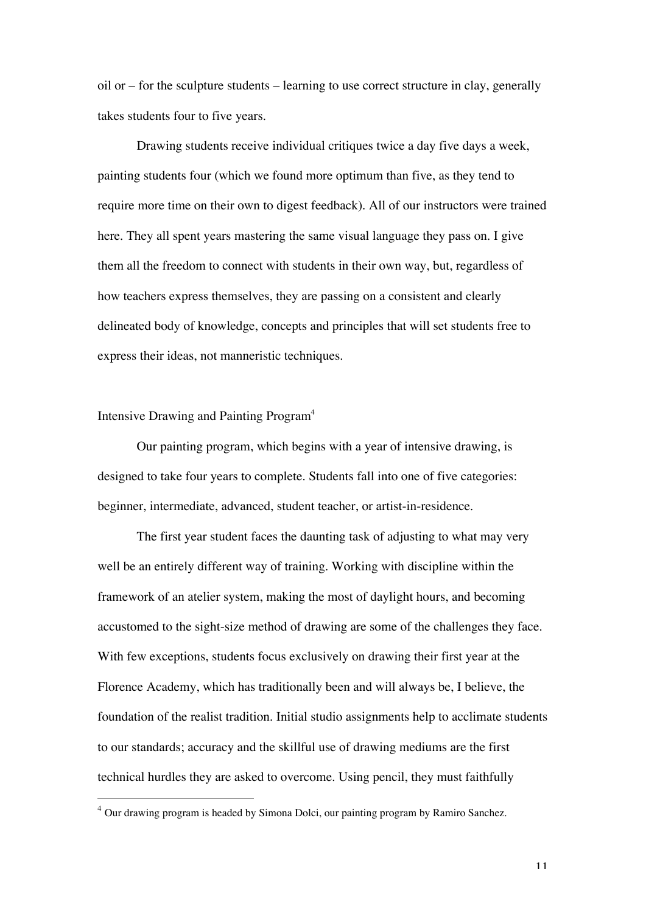oil or – for the sculpture students – learning to use correct structure in clay, generally takes students four to five years.

Drawing students receive individual critiques twice a day five days a week, painting students four (which we found more optimum than five, as they tend to require more time on their own to digest feedback). All of our instructors were trained here. They all spent years mastering the same visual language they pass on. I give them all the freedom to connect with students in their own way, but, regardless of how teachers express themselves, they are passing on a consistent and clearly delineated body of knowledge, concepts and principles that will set students free to express their ideas, not manneristic techniques.

## Intensive Drawing and Painting Program[4]

Our painting program, which begins with a year of intensive drawing, is designed to take four years to complete. Students fall into one of five categories: beginner, intermediate, advanced, student teacher, or artist-in-residence.

The first year student faces the daunting task of adjusting to what may very well be an entirely different way of training. Working with discipline within the framework of an atelier system, making the most of daylight hours, and becoming accustomed to the sight-size method of drawing are some of the challenges they face. With few exceptions, students focus exclusively on drawing their first year at the Florence Academy, which has traditionally been and will always be, I believe, the foundation of the realist tradition. Initial studio assignments help to acclimate students to our standards; accuracy and the skillful use of drawing mediums are the first technical hurdles they are asked to overcome. Using pencil, they must faithfully

[4] Our drawing program is headed by Simona Dolci, our painting program by Ramiro Sanchez.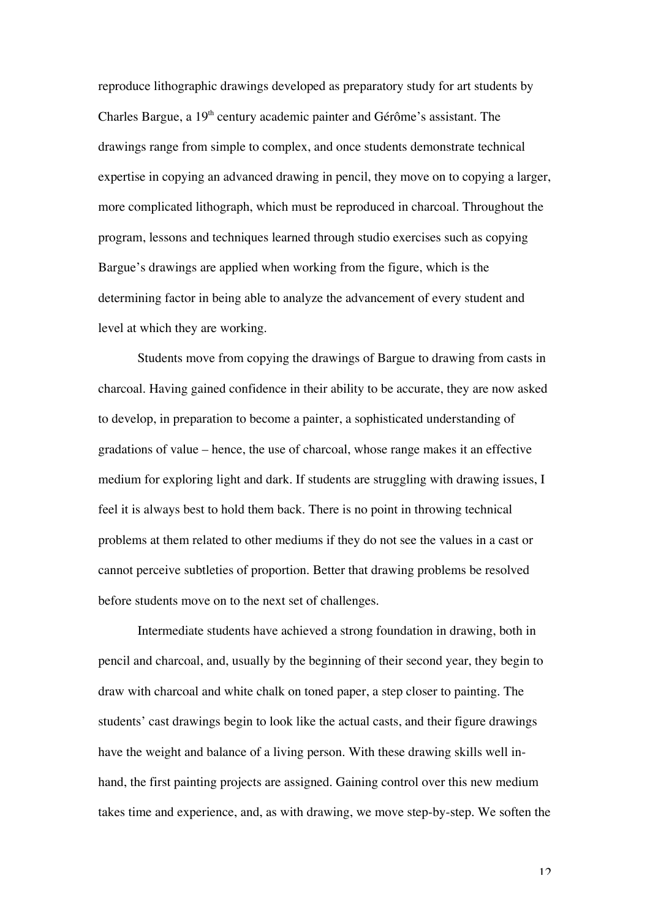reproduce lithographic drawings developed as preparatory study for art students by Charles Bargue, a 19th century academic painter and Gérôme's assistant. The drawings range from simple to complex, and once students demonstrate technical expertise in copying an advanced drawing in pencil, they move on to copying a larger, more complicated lithograph, which must be reproduced in charcoal. Throughout the program, lessons and techniques learned through studio exercises such as copying Bargue's drawings are applied when working from the figure, which is the determining factor in being able to analyze the advancement of every student and level at which they are working.

Students move from copying the drawings of Bargue to drawing from casts in charcoal. Having gained confidence in their ability to be accurate, they are now asked to develop, in preparation to become a painter, a sophisticated understanding of gradations of value – hence, the use of charcoal, whose range makes it an effective medium for exploring light and dark. If students are struggling with drawing issues, I feel it is always best to hold them back. There is no point in throwing technical problems at them related to other mediums if they do not see the values in a cast or cannot perceive subtleties of proportion. Better that drawing problems be resolved before students move on to the next set of challenges.

Intermediate students have achieved a strong foundation in drawing, both in pencil and charcoal, and, usually by the beginning of their second year, they begin to draw with charcoal and white chalk on toned paper, a step closer to painting. The students' cast drawings begin to look like the actual casts, and their figure drawings have the weight and balance of a living person. With these drawing skills well in-hand, the first painting projects are assigned. Gaining control over this new medium takes time and experience, and, as with drawing, we move step-by-step. We soften the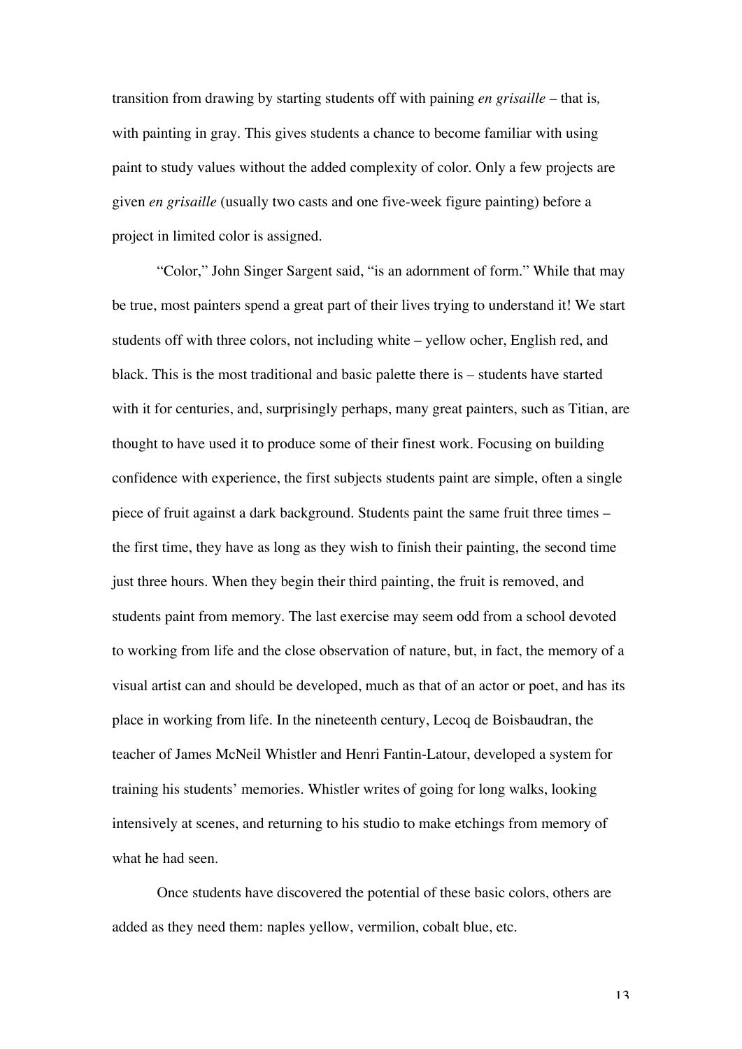transition from drawing by starting students off with paining *en grisaille* – that is*,* with painting in gray. This gives students a chance to become familiar with using paint to study values without the added complexity of color. Only a few projects are given *en grisaille* (usually two casts and one five-week figure painting) before a project in limited color is assigned.

"Color," John Singer Sargent said, "is an adornment of form." While that may be true, most painters spend a great part of their lives trying to understand it! We start students off with three colors, not including white – yellow ocher, English red, and black. This is the most traditional and basic palette there is – students have started with it for centuries, and, surprisingly perhaps, many great painters, such as Titian, are thought to have used it to produce some of their finest work. Focusing on building confidence with experience, the first subjects students paint are simple, often a single piece of fruit against a dark background. Students paint the same fruit three times – the first time, they have as long as they wish to finish their painting, the second time just three hours. When they begin their third painting, the fruit is removed, and students paint from memory. The last exercise may seem odd from a school devoted to working from life and the close observation of nature, but, in fact, the memory of a visual artist can and should be developed, much as that of an actor or poet, and has its place in working from life. In the nineteenth century, Lecoq de Boisbaudran, the teacher of James McNeil Whistler and Henri Fantin-Latour, developed a system for training his students' memories. Whistler writes of going for long walks, looking intensively at scenes, and returning to his studio to make etchings from memory of what he had seen.

Once students have discovered the potential of these basic colors, others are added as they need them: naples yellow, vermilion, cobalt blue, etc.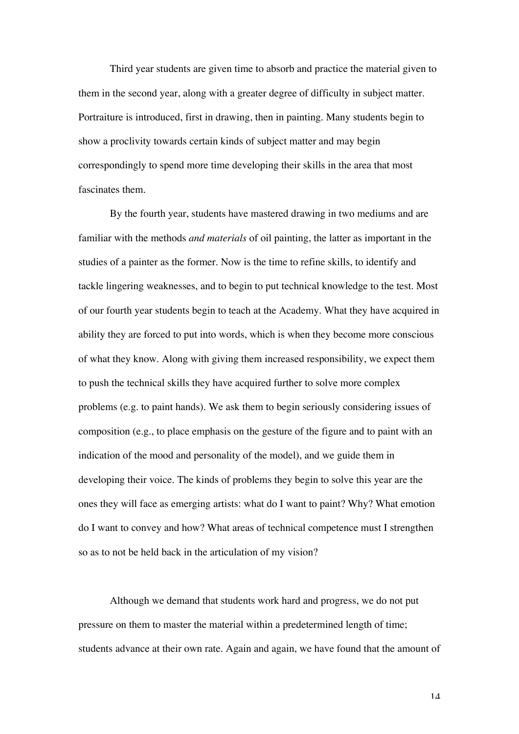Third year students are given time to absorb and practice the material given to them in the second year, along with a greater degree of difficulty in subject matter. Portraiture is introduced, first in drawing, then in painting. Many students begin to show a proclivity towards certain kinds of subject matter and may begin correspondingly to spend more time developing their skills in the area that most fascinates them.

By the fourth year, students have mastered drawing in two mediums and are familiar with the methods *and materials* of oil painting, the latter as important in the studies of a painter as the former. Now is the time to refine skills, to identify and tackle lingering weaknesses, and to begin to put technical knowledge to the test. Most of our fourth year students begin to teach at the Academy. What they have acquired in ability they are forced to put into words, which is when they become more conscious of what they know. Along with giving them increased responsibility, we expect them to push the technical skills they have acquired further to solve more complex problems (e.g. to paint hands). We ask them to begin seriously considering issues of composition (e.g., to place emphasis on the gesture of the figure and to paint with an indication of the mood and personality of the model), and we guide them in developing their voice. The kinds of problems they begin to solve this year are the ones they will face as emerging artists: what do I want to paint? Why? What emotion do I want to convey and how? What areas of technical competence must I strengthen so as to not be held back in the articulation of my vision?

Although we demand that students work hard and progress, we do not put pressure on them to master the material within a predetermined length of time; students advance at their own rate. Again and again, we have found that the amount of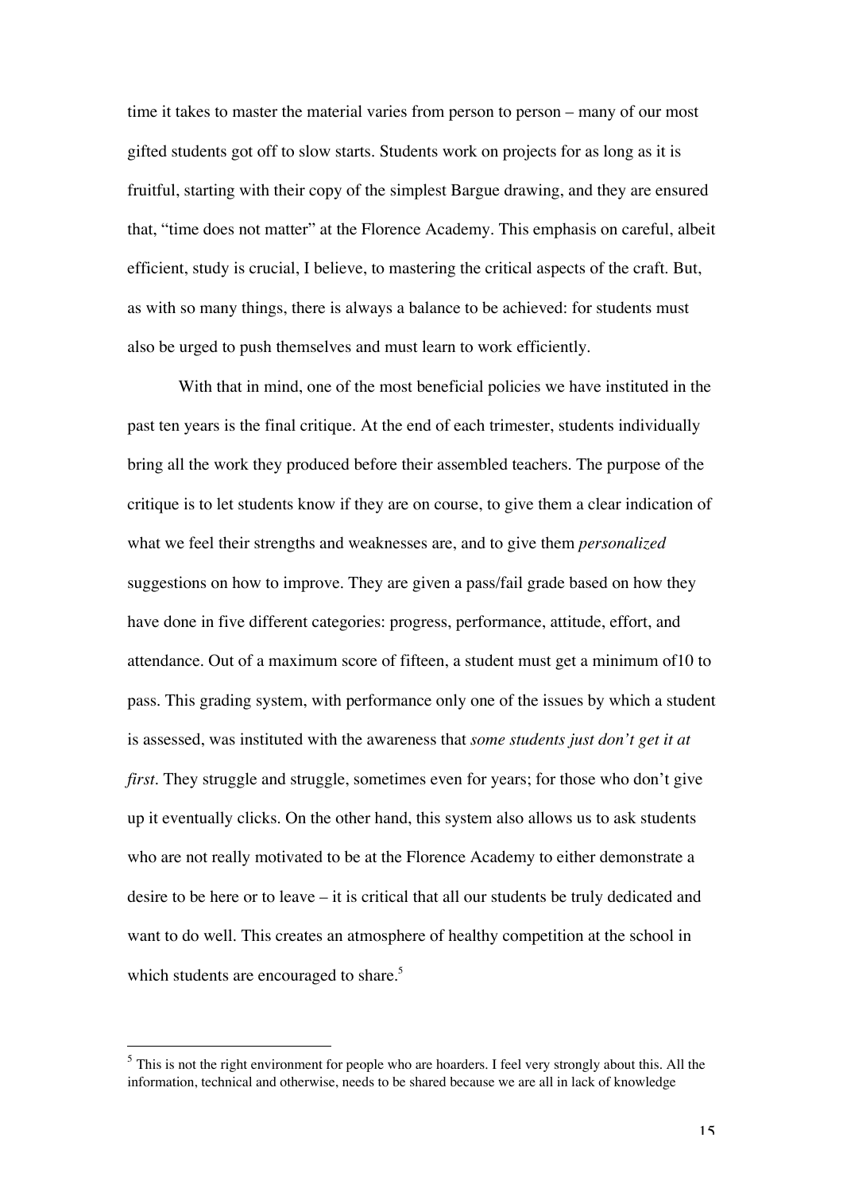time it takes to master the material varies from person to person – many of our most gifted students got off to slow starts. Students work on projects for as long as it is fruitful, starting with their copy of the simplest Bargue drawing, and they are ensured that, "time does not matter" at the Florence Academy. This emphasis on careful, albeit efficient, study is crucial, I believe, to mastering the critical aspects of the craft. But, as with so many things, there is always a balance to be achieved: for students must also be urged to push themselves and must learn to work efficiently.

With that in mind, one of the most beneficial policies we have instituted in the past ten years is the final critique. At the end of each trimester, students individually bring all the work they produced before their assembled teachers. The purpose of the critique is to let students know if they are on course, to give them a clear indication of what we feel their strengths and weaknesses are, and to give them *personalized* suggestions on how to improve. They are given a pass/fail grade based on how they have done in five different categories: progress, performance, attitude, effort, and attendance. Out of a maximum score of fifteen, a student must get a minimum of10 to pass. This grading system, with performance only one of the issues by which a student is assessed, was instituted with the awareness that *some students just don't get it at first*. They struggle and struggle, sometimes even for years; for those who don't give up it eventually clicks. On the other hand, this system also allows us to ask students who are not really motivated to be at the Florence Academy to either demonstrate a desire to be here or to leave – it is critical that all our students be truly dedicated and want to do well. This creates an atmosphere of healthy competition at the school in which students are encouraged to share.[5]

[5] This is not the right environment for people who are hoarders. I feel very strongly about this. All the information, technical and otherwise, needs to be shared because we are all in lack of knowledge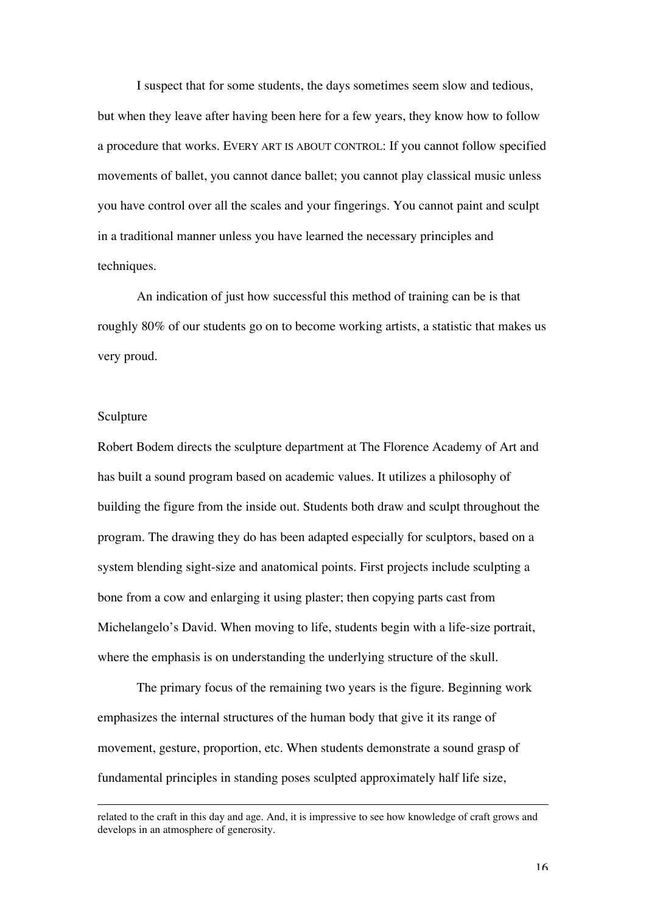I suspect that for some students, the days sometimes seem slow and tedious, but when they leave after having been here for a few years, they know how to follow a procedure that works. EVERY ART IS ABOUT CONTROL: If you cannot follow specified movements of ballet, you cannot dance ballet; you cannot play classical music unless you have control over all the scales and your fingerings. You cannot paint and sculpt in a traditional manner unless you have learned the necessary principles and techniques.

An indication of just how successful this method of training can be is that roughly 80% of our students go on to become working artists, a statistic that makes us very proud.

## Sculpture

Robert Bodem directs the sculpture department at The Florence Academy of Art and has built a sound program based on academic values. It utilizes a philosophy of building the figure from the inside out. Students both draw and sculpt throughout the program. The drawing they do has been adapted especially for sculptors, based on a system blending sight-size and anatomical points. First projects include sculpting a bone from a cow and enlarging it using plaster; then copying parts cast from Michelangelo's David. When moving to life, students begin with a life-size portrait, where the emphasis is on understanding the underlying structure of the skull.

The primary focus of the remaining two years is the figure. Beginning work emphasizes the internal structures of the human body that give it its range of movement, gesture, proportion, etc. When students demonstrate a sound grasp of fundamental principles in standing poses sculpted approximately half life size,

---

related to the craft in this day and age. And, it is impressive to see how knowledge of craft grows and develops in an atmosphere of generosity.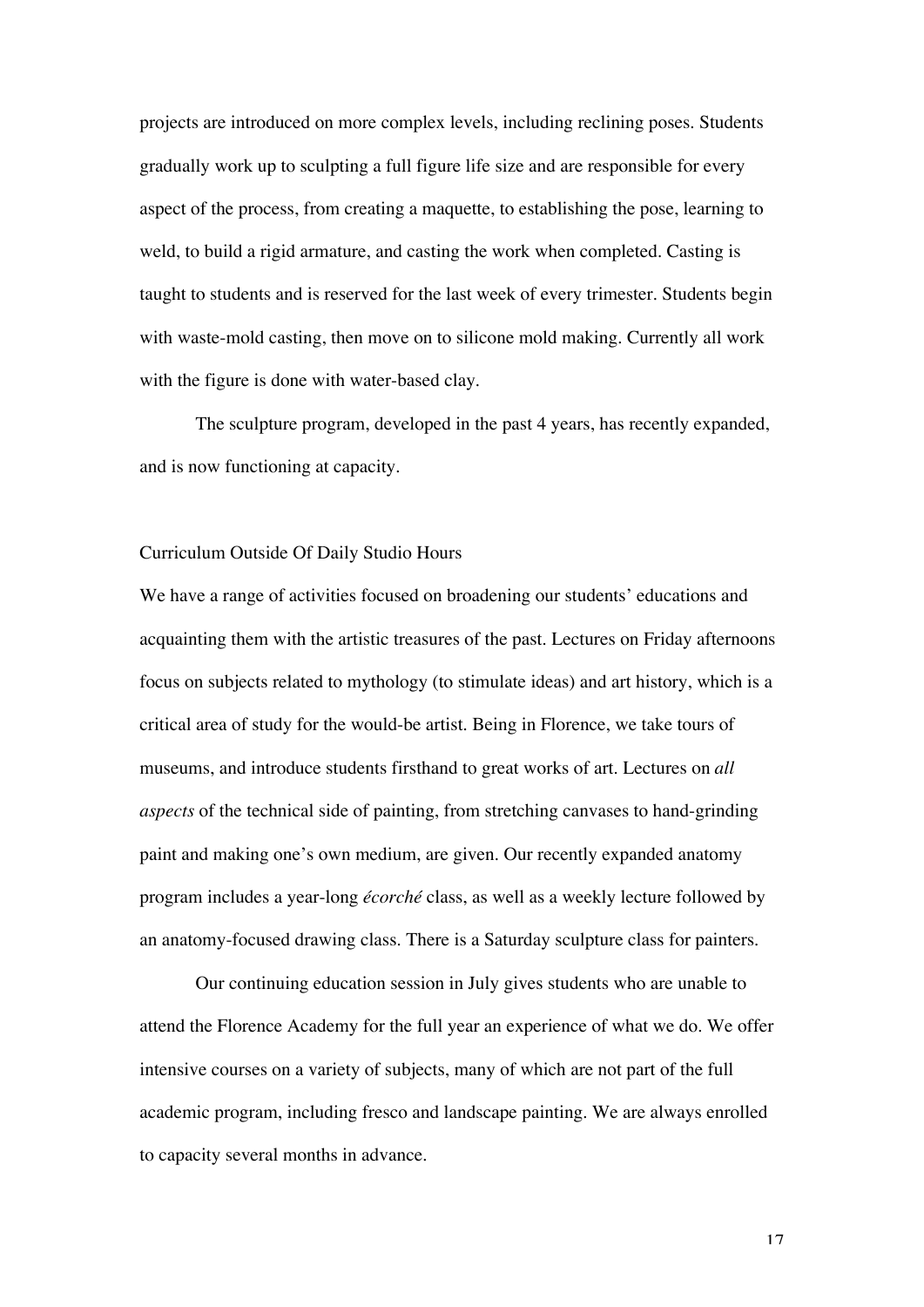projects are introduced on more complex levels, including reclining poses. Students gradually work up to sculpting a full figure life size and are responsible for every aspect of the process, from creating a maquette, to establishing the pose, learning to weld, to build a rigid armature, and casting the work when completed. Casting is taught to students and is reserved for the last week of every trimester. Students begin with waste-mold casting, then move on to silicone mold making. Currently all work with the figure is done with water-based clay.

The sculpture program, developed in the past 4 years, has recently expanded, and is now functioning at capacity.

## Curriculum Outside Of Daily Studio Hours

We have a range of activities focused on broadening our students' educations and acquainting them with the artistic treasures of the past. Lectures on Friday afternoons focus on subjects related to mythology (to stimulate ideas) and art history, which is a critical area of study for the would-be artist. Being in Florence, we take tours of museums, and introduce students firsthand to great works of art. Lectures on *all aspects* of the technical side of painting, from stretching canvases to hand-grinding paint and making one's own medium, are given. Our recently expanded anatomy program includes a year-long *écorché* class, as well as a weekly lecture followed by an anatomy-focused drawing class. There is a Saturday sculpture class for painters.

Our continuing education session in July gives students who are unable to attend the Florence Academy for the full year an experience of what we do. We offer intensive courses on a variety of subjects, many of which are not part of the full academic program, including fresco and landscape painting. We are always enrolled to capacity several months in advance.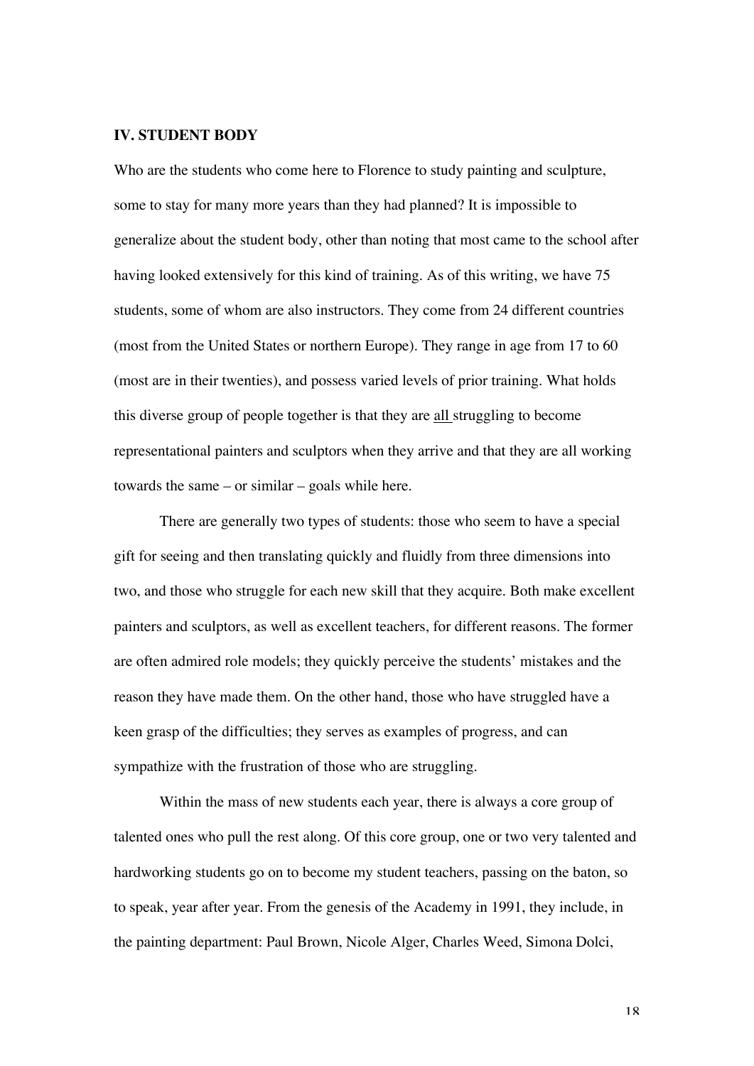## IV. STUDENT BODY

Who are the students who come here to Florence to study painting and sculpture, some to stay for many more years than they had planned? It is impossible to generalize about the student body, other than noting that most came to the school after having looked extensively for this kind of training. As of this writing, we have 75 students, some of whom are also instructors. They come from 24 different countries (most from the United States or northern Europe). They range in age from 17 to 60 (most are in their twenties), and possess varied levels of prior training. What holds this diverse group of people together is that they are <u>all</u> struggling to become representational painters and sculptors when they arrive and that they are all working towards the same – or similar – goals while here.

There are generally two types of students: those who seem to have a special gift for seeing and then translating quickly and fluidly from three dimensions into two, and those who struggle for each new skill that they acquire. Both make excellent painters and sculptors, as well as excellent teachers, for different reasons. The former are often admired role models; they quickly perceive the students' mistakes and the reason they have made them. On the other hand, those who have struggled have a keen grasp of the difficulties; they serves as examples of progress, and can sympathize with the frustration of those who are struggling.

Within the mass of new students each year, there is always a core group of talented ones who pull the rest along. Of this core group, one or two very talented and hardworking students go on to become my student teachers, passing on the baton, so to speak, year after year. From the genesis of the Academy in 1991, they include, in the painting department: Paul Brown, Nicole Alger, Charles Weed, Simona Dolci,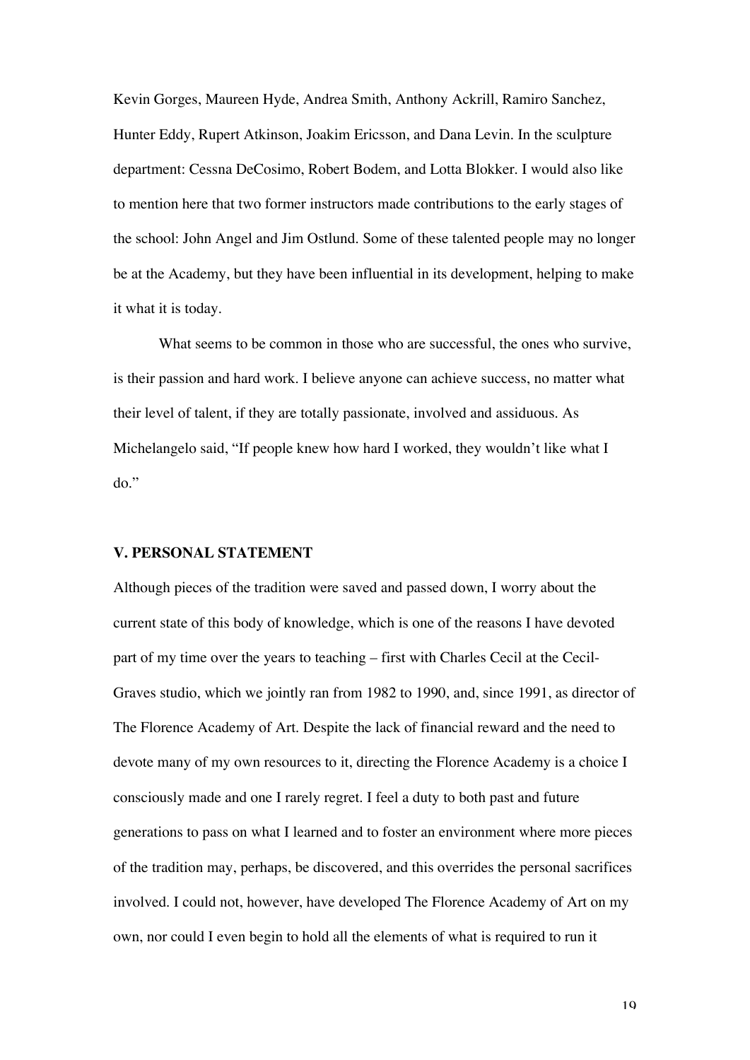Kevin Gorges, Maureen Hyde, Andrea Smith, Anthony Ackrill, Ramiro Sanchez, Hunter Eddy, Rupert Atkinson, Joakim Ericsson, and Dana Levin. In the sculpture department: Cessna DeCosimo, Robert Bodem, and Lotta Blokker. I would also like to mention here that two former instructors made contributions to the early stages of the school: John Angel and Jim Ostlund. Some of these talented people may no longer be at the Academy, but they have been influential in its development, helping to make it what it is today.

What seems to be common in those who are successful, the ones who survive, is their passion and hard work. I believe anyone can achieve success, no matter what their level of talent, if they are totally passionate, involved and assiduous. As Michelangelo said, "If people knew how hard I worked, they wouldn't like what I do."

## V. PERSONAL STATEMENT

Although pieces of the tradition were saved and passed down, I worry about the current state of this body of knowledge, which is one of the reasons I have devoted part of my time over the years to teaching – first with Charles Cecil at the Cecil-Graves studio, which we jointly ran from 1982 to 1990, and, since 1991, as director of The Florence Academy of Art. Despite the lack of financial reward and the need to devote many of my own resources to it, directing the Florence Academy is a choice I consciously made and one I rarely regret. I feel a duty to both past and future generations to pass on what I learned and to foster an environment where more pieces of the tradition may, perhaps, be discovered, and this overrides the personal sacrifices involved. I could not, however, have developed The Florence Academy of Art on my own, nor could I even begin to hold all the elements of what is required to run it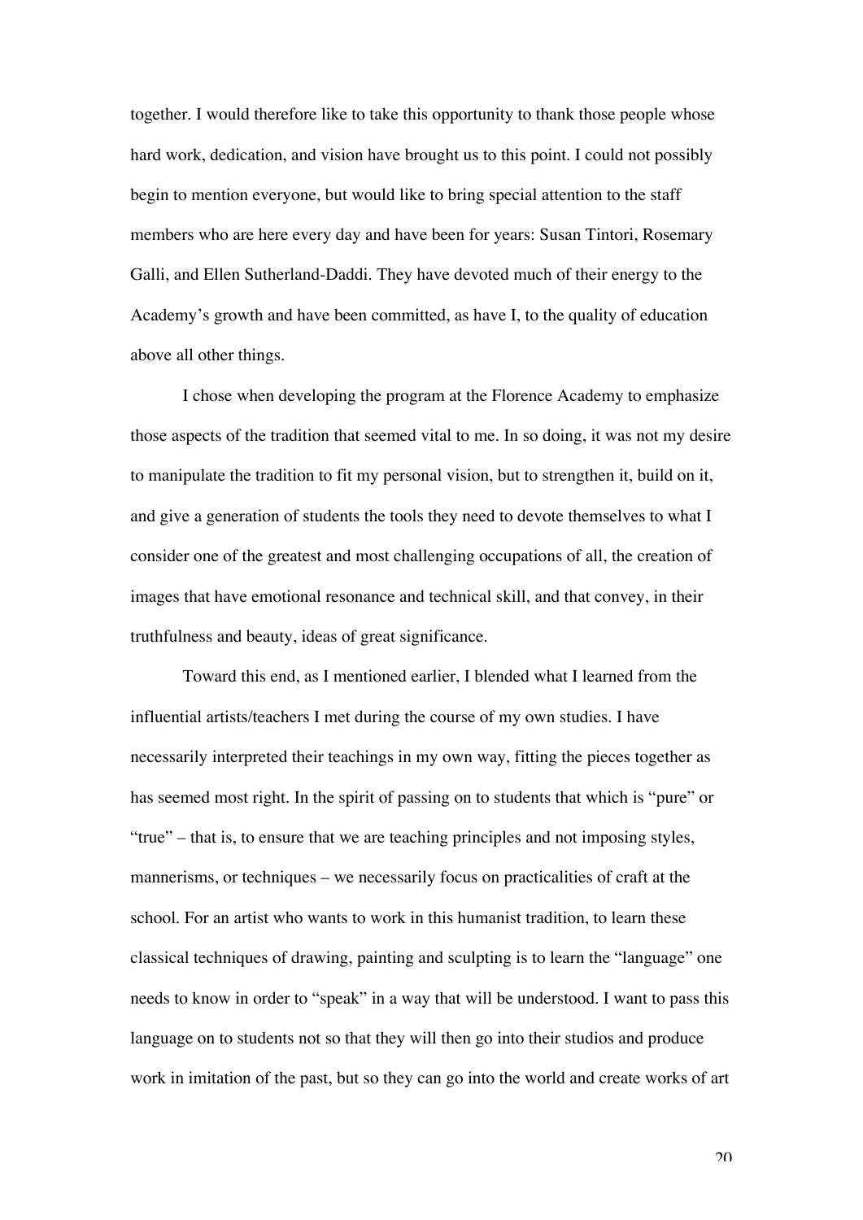together. I would therefore like to take this opportunity to thank those people whose hard work, dedication, and vision have brought us to this point. I could not possibly begin to mention everyone, but would like to bring special attention to the staff members who are here every day and have been for years: Susan Tintori, Rosemary Galli, and Ellen Sutherland-Daddi. They have devoted much of their energy to the Academy's growth and have been committed, as have I, to the quality of education above all other things.

I chose when developing the program at the Florence Academy to emphasize those aspects of the tradition that seemed vital to me. In so doing, it was not my desire to manipulate the tradition to fit my personal vision, but to strengthen it, build on it, and give a generation of students the tools they need to devote themselves to what I consider one of the greatest and most challenging occupations of all, the creation of images that have emotional resonance and technical skill, and that convey, in their truthfulness and beauty, ideas of great significance.

Toward this end, as I mentioned earlier, I blended what I learned from the influential artists/teachers I met during the course of my own studies. I have necessarily interpreted their teachings in my own way, fitting the pieces together as has seemed most right. In the spirit of passing on to students that which is "pure" or "true" – that is, to ensure that we are teaching principles and not imposing styles, mannerisms, or techniques – we necessarily focus on practicalities of craft at the school. For an artist who wants to work in this humanist tradition, to learn these classical techniques of drawing, painting and sculpting is to learn the "language" one needs to know in order to "speak" in a way that will be understood. I want to pass this language on to students not so that they will then go into their studios and produce work in imitation of the past, but so they can go into the world and create works of art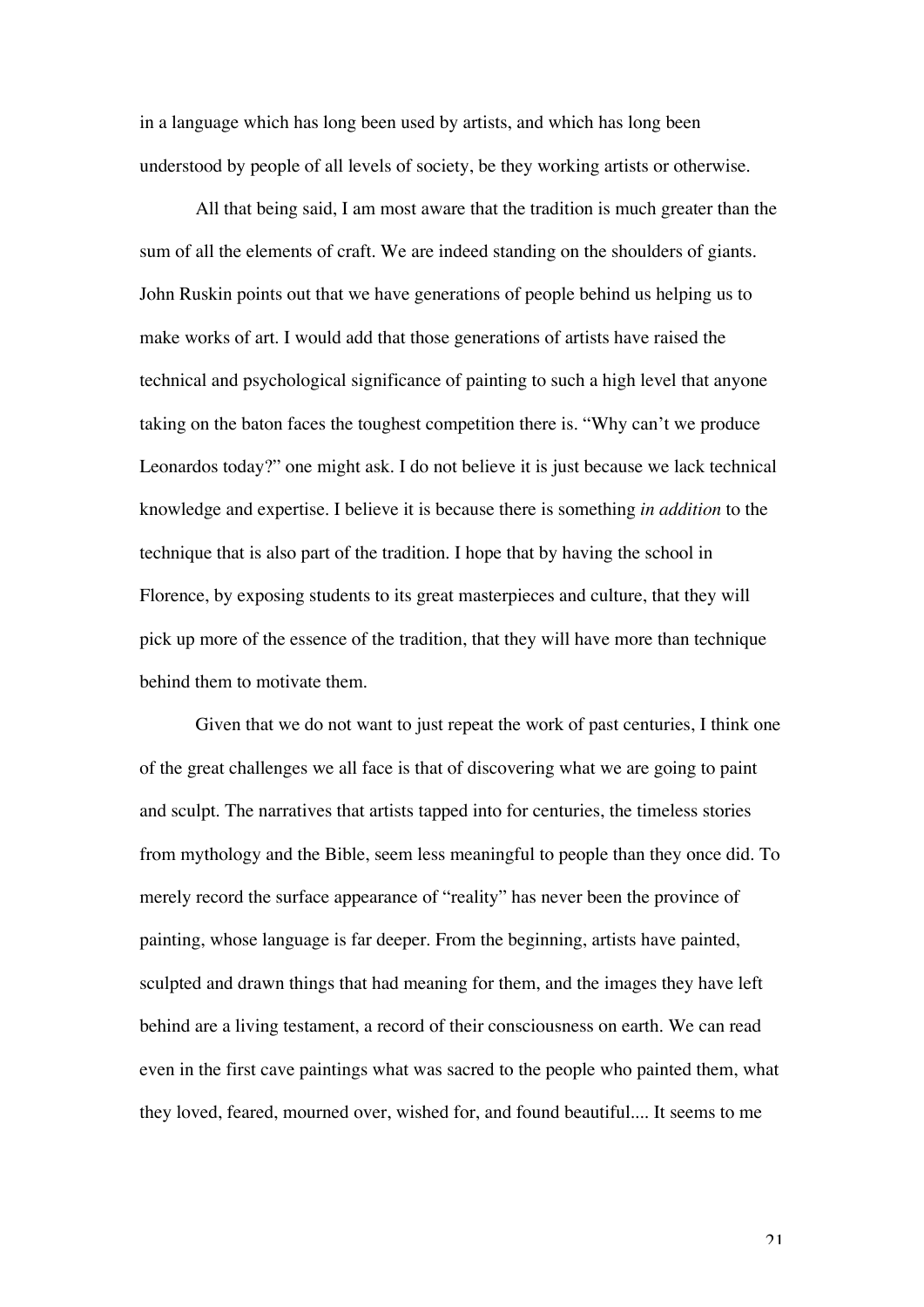in a language which has long been used by artists, and which has long been understood by people of all levels of society, be they working artists or otherwise.

All that being said, I am most aware that the tradition is much greater than the sum of all the elements of craft. We are indeed standing on the shoulders of giants. John Ruskin points out that we have generations of people behind us helping us to make works of art. I would add that those generations of artists have raised the technical and psychological significance of painting to such a high level that anyone taking on the baton faces the toughest competition there is. "Why can't we produce Leonardos today?" one might ask. I do not believe it is just because we lack technical knowledge and expertise. I believe it is because there is something *in addition* to the technique that is also part of the tradition. I hope that by having the school in Florence, by exposing students to its great masterpieces and culture, that they will pick up more of the essence of the tradition, that they will have more than technique behind them to motivate them.

Given that we do not want to just repeat the work of past centuries, I think one of the great challenges we all face is that of discovering what we are going to paint and sculpt. The narratives that artists tapped into for centuries, the timeless stories from mythology and the Bible, seem less meaningful to people than they once did. To merely record the surface appearance of "reality" has never been the province of painting, whose language is far deeper. From the beginning, artists have painted, sculpted and drawn things that had meaning for them, and the images they have left behind are a living testament, a record of their consciousness on earth. We can read even in the first cave paintings what was sacred to the people who painted them, what they loved, feared, mourned over, wished for, and found beautiful.... It seems to me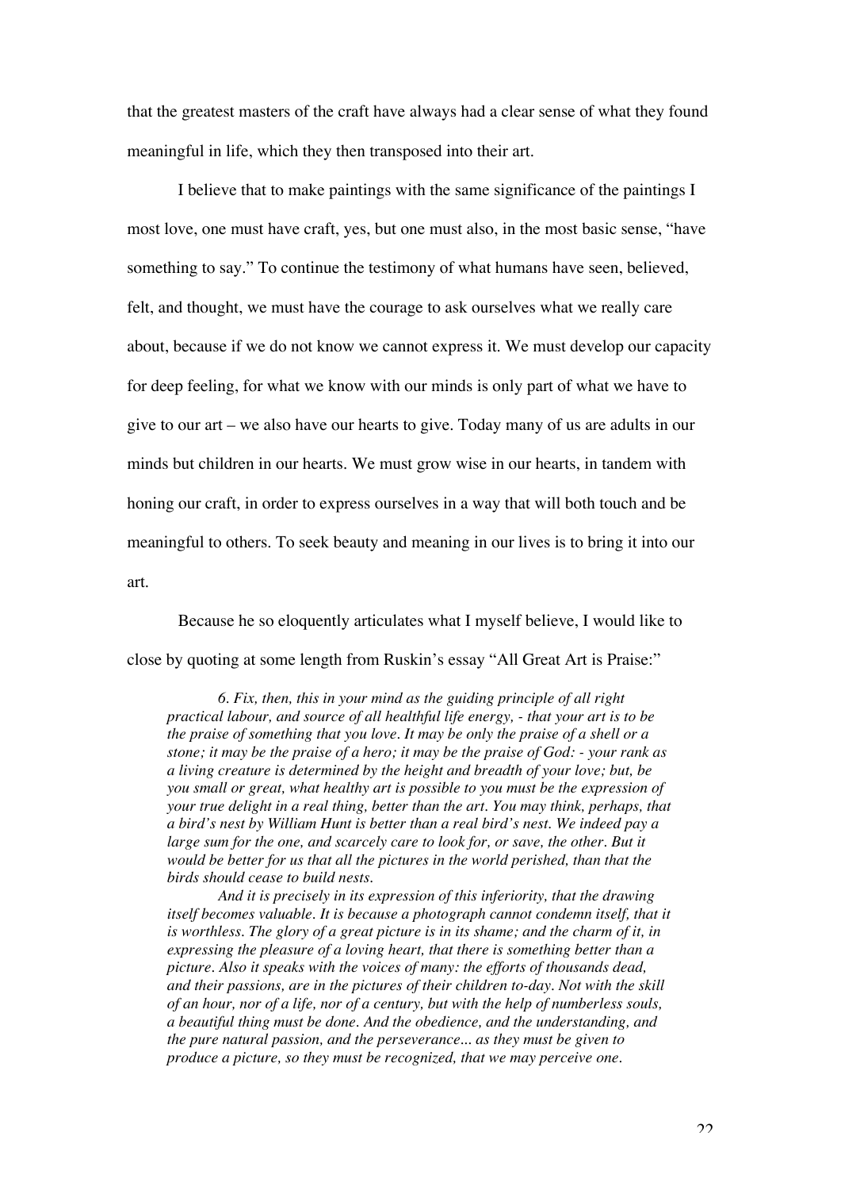that the greatest masters of the craft have always had a clear sense of what they found meaningful in life, which they then transposed into their art.

I believe that to make paintings with the same significance of the paintings I most love, one must have craft, yes, but one must also, in the most basic sense, "have something to say." To continue the testimony of what humans have seen, believed, felt, and thought, we must have the courage to ask ourselves what we really care about, because if we do not know we cannot express it. We must develop our capacity for deep feeling, for what we know with our minds is only part of what we have to give to our art – we also have our hearts to give. Today many of us are adults in our minds but children in our hearts. We must grow wise in our hearts, in tandem with honing our craft, in order to express ourselves in a way that will both touch and be meaningful to others. To seek beauty and meaning in our lives is to bring it into our art.

Because he so eloquently articulates what I myself believe, I would like to close by quoting at some length from Ruskin's essay "All Great Art is Praise:"

> *6. Fix, then, this in your mind as the guiding principle of all right practical labour, and source of all healthful life energy, - that your art is to be the praise of something that you love. It may be only the praise of a shell or a stone; it may be the praise of a hero; it may be the praise of God: - your rank as a living creature is determined by the height and breadth of your love; but, be you small or great, what healthy art is possible to you must be the expression of your true delight in a real thing, better than the art. You may think, perhaps, that a bird's nest by William Hunt is better than a real bird's nest. We indeed pay a large sum for the one, and scarcely care to look for, or save, the other. But it would be better for us that all the pictures in the world perished, than that the birds should cease to build nests.*
>
> *And it is precisely in its expression of this inferiority, that the drawing itself becomes valuable. It is because a photograph cannot condemn itself, that it is worthless. The glory of a great picture is in its shame; and the charm of it, in expressing the pleasure of a loving heart, that there is something better than a picture. Also it speaks with the voices of many: the efforts of thousands dead, and their passions, are in the pictures of their children to-day. Not with the skill of an hour, nor of a life, nor of a century, but with the help of numberless souls, a beautiful thing must be done. And the obedience, and the understanding, and the pure natural passion, and the perseverance... as they must be given to produce a picture, so they must be recognized, that we may perceive one.*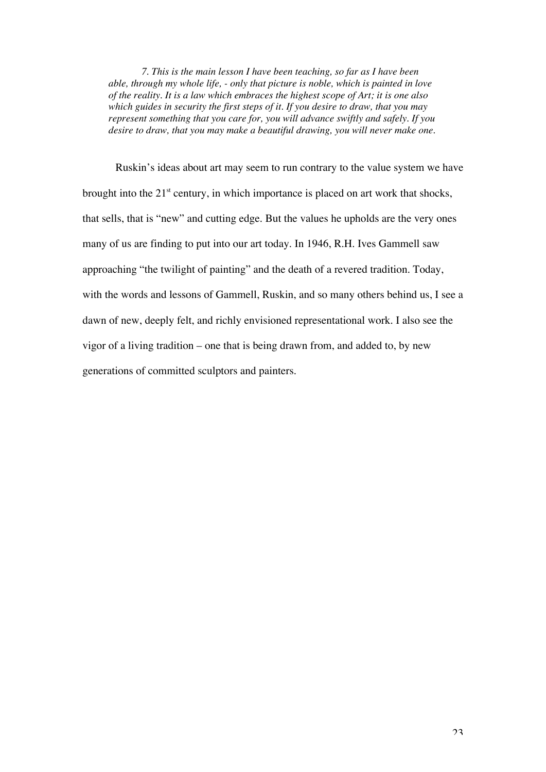*7. This is the main lesson I have been teaching, so far as I have been able, through my whole life, - only that picture is noble, which is painted in love of the reality. It is a law which embraces the highest scope of Art; it is one also which guides in security the first steps of it. If you desire to draw, that you may represent something that you care for, you will advance swiftly and safely. If you desire to draw, that you may make a beautiful drawing, you will never make one.*

Ruskin's ideas about art may seem to run contrary to the value system we have brought into the 21st century, in which importance is placed on art work that shocks, that sells, that is "new" and cutting edge. But the values he upholds are the very ones many of us are finding to put into our art today. In 1946, R.H. Ives Gammell saw approaching "the twilight of painting" and the death of a revered tradition. Today, with the words and lessons of Gammell, Ruskin, and so many others behind us, I see a dawn of new, deeply felt, and richly envisioned representational work. I also see the vigor of a living tradition – one that is being drawn from, and added to, by new generations of committed sculptors and painters.